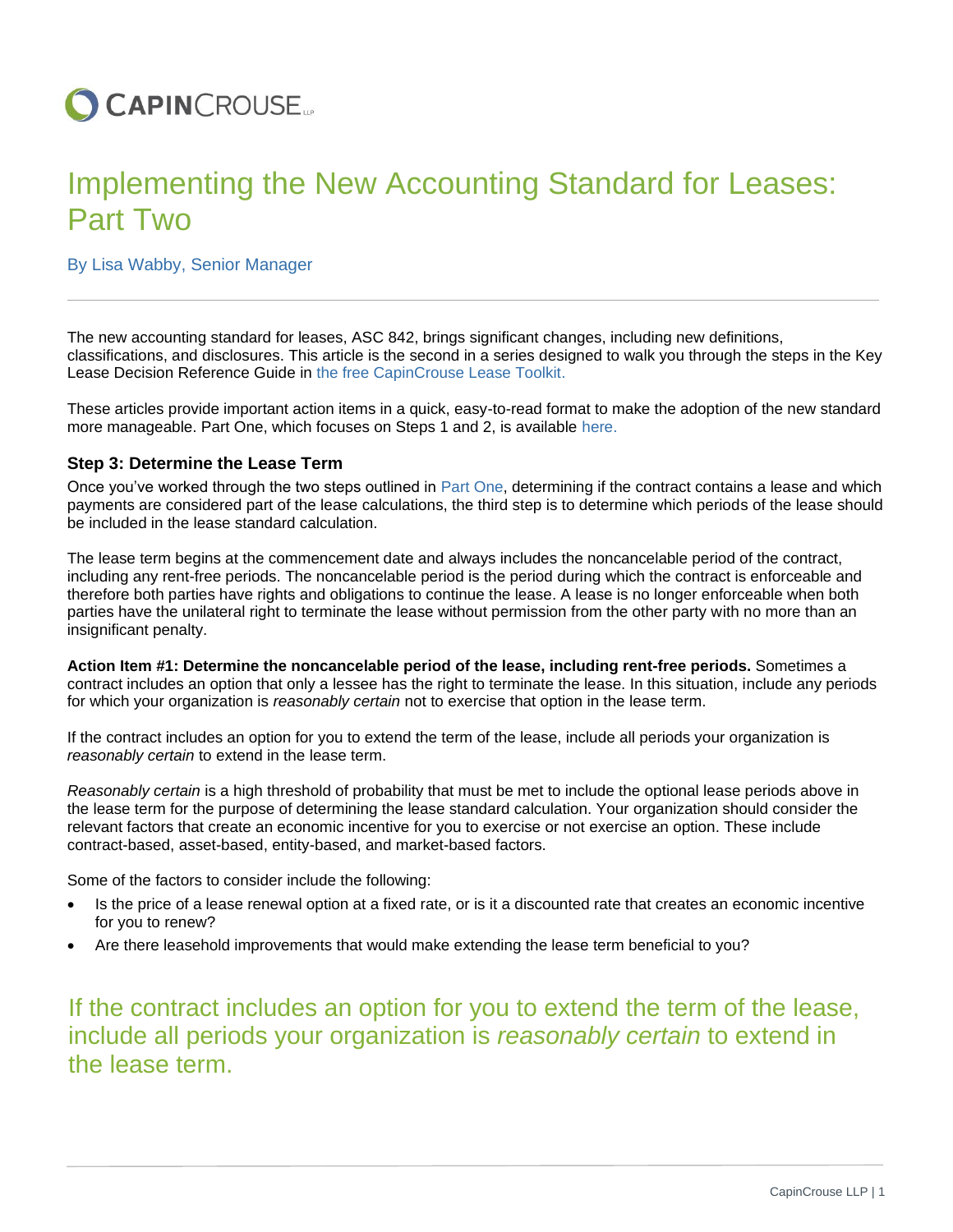CAPINCROUSE LLP

# Implementing the New Accounting Standard for Leases: Part Two

By Lisa Wabby, Senior Manager

---

The new accounting standard for leases, ASC 842, brings significant changes, including new definitions, classifications, and disclosures. This article is the second in a series designed to walk you through the steps in the Key Lease Decision Reference Guide in the free CapinCrouse Lease Toolkit.

These articles provide important action items in a quick, easy-to-read format to make the adoption of the new standard more manageable. Part One, which focuses on Steps 1 and 2, is available here.

### Step 3: Determine the Lease Term

Once you've worked through the two steps outlined in Part One, determining if the contract contains a lease and which payments are considered part of the lease calculations, the third step is to determine which periods of the lease should be included in the lease standard calculation.

The lease term begins at the commencement date and always includes the noncancelable period of the contract, including any rent-free periods. The noncancelable period is the period during which the contract is enforceable and therefore both parties have rights and obligations to continue the lease. A lease is no longer enforceable when both parties have the unilateral right to terminate the lease without permission from the other party with no more than an insignificant penalty.

**Action Item #1: Determine the noncancelable period of the lease, including rent-free periods.** Sometimes a contract includes an option that only a lessee has the right to terminate the lease. In this situation, include any periods for which your organization is *reasonably certain* not to exercise that option in the lease term.

If the contract includes an option for you to extend the term of the lease, include all periods your organization is *reasonably certain* to extend in the lease term.

*Reasonably certain* is a high threshold of probability that must be met to include the optional lease periods above in the lease term for the purpose of determining the lease standard calculation. Your organization should consider the relevant factors that create an economic incentive for you to exercise or not exercise an option. These include contract-based, asset-based, entity-based, and market-based factors.

Some of the factors to consider include the following:

- Is the price of a lease renewal option at a fixed rate, or is it a discounted rate that creates an economic incentive for you to renew?
- Are there leasehold improvements that would make extending the lease term beneficial to you?

> If the contract includes an option for you to extend the term of the lease, include all periods your organization is *reasonably certain* to extend in the lease term.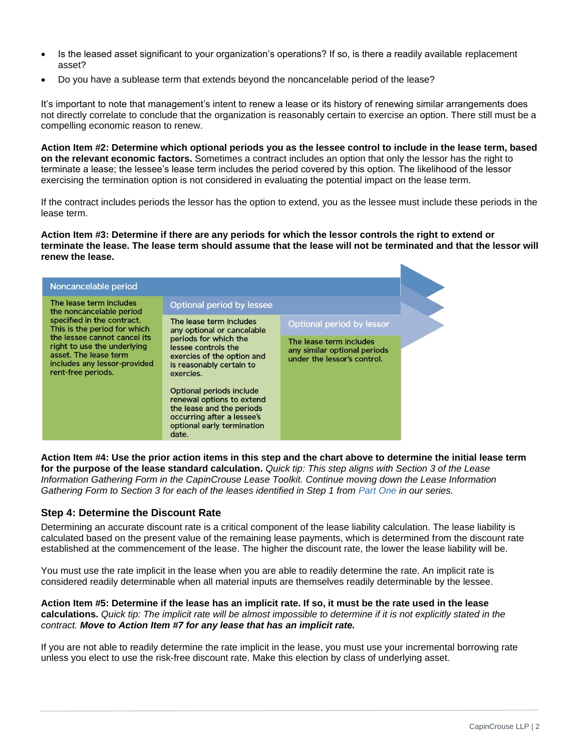- Is the leased asset significant to your organization's operations? If so, is there a readily available replacement asset?
- Do you have a sublease term that extends beyond the noncancelable period of the lease?

It's important to note that management's intent to renew a lease or its history of renewing similar arrangements does not directly correlate to conclude that the organization is reasonably certain to exercise an option. There still must be a compelling economic reason to renew.

**Action Item #2: Determine which optional periods you as the lessee control to include in the lease term, based on the relevant economic factors.** Sometimes a contract includes an option that only the lessor has the right to terminate a lease; the lessee's lease term includes the period covered by this option. The likelihood of the lessor exercising the termination option is not considered in evaluating the potential impact on the lease term.

If the contract includes periods the lessor has the option to extend, you as the lessee must include these periods in the lease term.

**Action Item #3: Determine if there are any periods for which the lessor controls the right to extend or terminate the lease. The lease term should assume that the lease will not be terminated and that the lessor will renew the lease.**

| Noncancelable period | Optional period by lessee | Optional period by lessor |
|---|---|---|
| The lease term includes the noncancelable period specified in the contract. This is the period for which the lessee cannot cancel its right to use the underlying asset. The lease term includes any lessor-provided rent-free periods. | The lease term includes any optional or cancelable periods for which the lessee controls the exercies of the option and is reasonably certain to exercises.<br><br>Optional periods include renewal options to extend the lease and the periods occurring after a lessee's optional early termination date. | The lease term includes any similar optional periods under the lessor's control. |

**Action Item #4: Use the prior action items in this step and the chart above to determine the initial lease term for the purpose of the lease standard calculation.** *Quick tip: This step aligns with Section 3 of the Lease Information Gathering Form in the CapinCrouse Lease Toolkit. Continue moving down the Lease Information Gathering Form to Section 3 for each of the leases identified in Step 1 from Part One in our series.*

### Step 4: Determine the Discount Rate

Determining an accurate discount rate is a critical component of the lease liability calculation. The lease liability is calculated based on the present value of the remaining lease payments, which is determined from the discount rate established at the commencement of the lease. The higher the discount rate, the lower the lease liability will be.

You must use the rate implicit in the lease when you are able to readily determine the rate. An implicit rate is considered readily determinable when all material inputs are themselves readily determinable by the lessee.

**Action Item #5: Determine if the lease has an implicit rate. If so, it must be the rate used in the lease calculations.** *Quick tip: The implicit rate will be almost impossible to determine if it is not explicitly stated in the contract.* ***Move to Action Item #7 for any lease that has an implicit rate.***

If you are not able to readily determine the rate implicit in the lease, you must use your incremental borrowing rate unless you elect to use the risk-free discount rate. Make this election by class of underlying asset.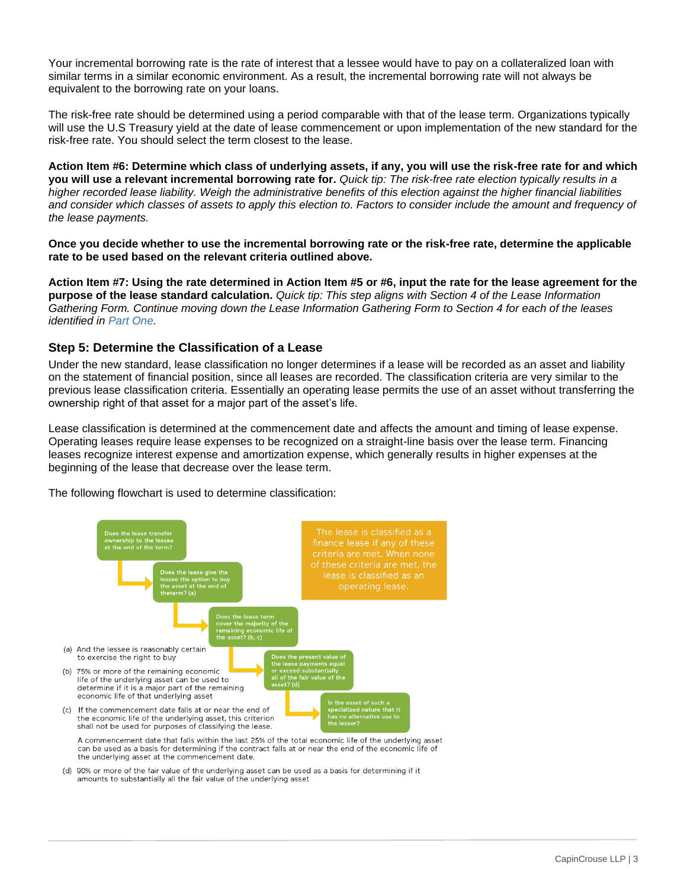Your incremental borrowing rate is the rate of interest that a lessee would have to pay on a collateralized loan with similar terms in a similar economic environment. As a result, the incremental borrowing rate will not always be equivalent to the borrowing rate on your loans.

The risk-free rate should be determined using a period comparable with that of the lease term. Organizations typically will use the U.S Treasury yield at the date of lease commencement or upon implementation of the new standard for the risk-free rate. You should select the term closest to the lease.

**Action Item #6: Determine which class of underlying assets, if any, you will use the risk-free rate for and which you will use a relevant incremental borrowing rate for.** *Quick tip: The risk-free rate election typically results in a higher recorded lease liability. Weigh the administrative benefits of this election against the higher financial liabilities and consider which classes of assets to apply this election to. Factors to consider include the amount and frequency of the lease payments.*

**Once you decide whether to use the incremental borrowing rate or the risk-free rate, determine the applicable rate to be used based on the relevant criteria outlined above.**

**Action Item #7: Using the rate determined in Action Item #5 or #6, input the rate for the lease agreement for the purpose of the lease standard calculation.** *Quick tip: This step aligns with Section 4 of the Lease Information Gathering Form. Continue moving down the Lease Information Gathering Form to Section 4 for each of the leases identified in Part One.*

## Step 5: Determine the Classification of a Lease

Under the new standard, lease classification no longer determines if a lease will be recorded as an asset and liability on the statement of financial position, since all leases are recorded. The classification criteria are very similar to the previous lease classification criteria. Essentially an operating lease permits the use of an asset without transferring the ownership right of that asset for a major part of the asset's life.

Lease classification is determined at the commencement date and affects the amount and timing of lease expense. Operating leases require lease expenses to be recognized on a straight-line basis over the lease term. Financing leases recognize interest expense and amortization expense, which generally results in higher expenses at the beginning of the lease that decrease over the lease term.

The following flowchart is used to determine classification:

- Does the lease transfer ownership to the lessee at the end of the term?
- Does the lease give the lessee the option to buy the asset at the end of theterm? (a)
- Does the lease term cover the majority of the remaining economic life of the asset? (b, c)
- Does the present value of the lease payments equal or exceed substantially all of the fair value of the asset? (d)
- Is the asset of such a specialized nature that it has no alternative use to the lessor?

The lease is classified as a finance lease if any of these criteria are met. When none of these criteria are met, the lease is classified as an operating lease.

(a) And the lessee is reasonably certain to exercise the right to buy

(b) 75% or more of the remaining economic life of the underlying asset can be used to determine if it is a major part of the remaining economic life of that underlying asset

(c) If the commencement date falls at or near the end of the economic life of the underlying asset, this criterion shall not be used for purposes of classifying the lease.

A commencement date that falls within the last 25% of the total economic life of the underlying asset can be used as a basis for determining if the contract falls at or near the end of the economic life of the underlying asset at the commencement date.

(d) 90% or more of the fair value of the underlying asset can be used as a basis for determining if it amounts to substantially all the fair value of the underlying asset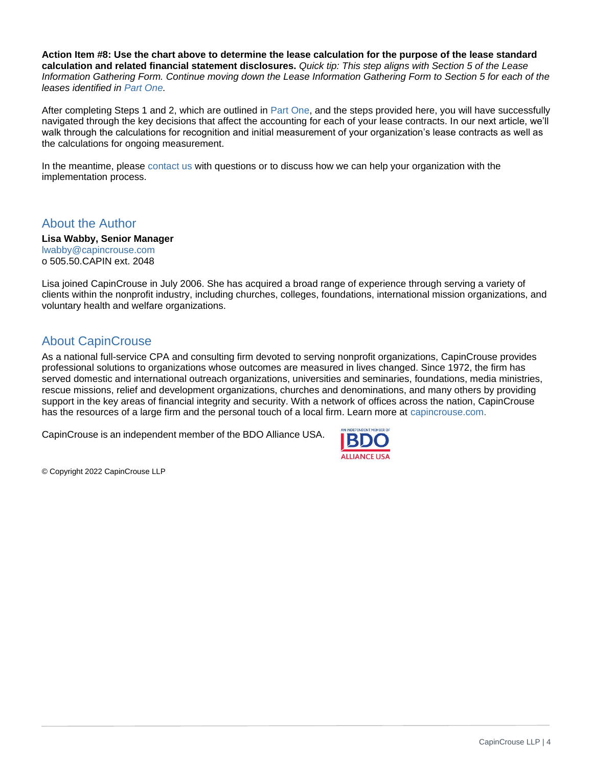**Action Item #8: Use the chart above to determine the lease calculation for the purpose of the lease standard calculation and related financial statement disclosures.** *Quick tip: This step aligns with Section 5 of the Lease Information Gathering Form. Continue moving down the Lease Information Gathering Form to Section 5 for each of the leases identified in Part One.*

After completing Steps 1 and 2, which are outlined in Part One, and the steps provided here, you will have successfully navigated through the key decisions that affect the accounting for each of your lease contracts. In our next article, we'll walk through the calculations for recognition and initial measurement of your organization's lease contracts as well as the calculations for ongoing measurement.

In the meantime, please contact us with questions or to discuss how we can help your organization with the implementation process.

## About the Author

**Lisa Wabby, Senior Manager**
lwabby@capincrouse.com
o 505.50.CAPIN ext. 2048

Lisa joined CapinCrouse in July 2006. She has acquired a broad range of experience through serving a variety of clients within the nonprofit industry, including churches, colleges, foundations, international mission organizations, and voluntary health and welfare organizations.

## About CapinCrouse

As a national full-service CPA and consulting firm devoted to serving nonprofit organizations, CapinCrouse provides professional solutions to organizations whose outcomes are measured in lives changed. Since 1972, the firm has served domestic and international outreach organizations, universities and seminaries, foundations, media ministries, rescue missions, relief and development organizations, churches and denominations, and many others by providing support in the key areas of financial integrity and security. With a network of offices across the nation, CapinCrouse has the resources of a large firm and the personal touch of a local firm. Learn more at capincrouse.com.

CapinCrouse is an independent member of the BDO Alliance USA.

AN INDEPENDENT MEMBER OF
BDO
ALLIANCE USA

© Copyright 2022 CapinCrouse LLP